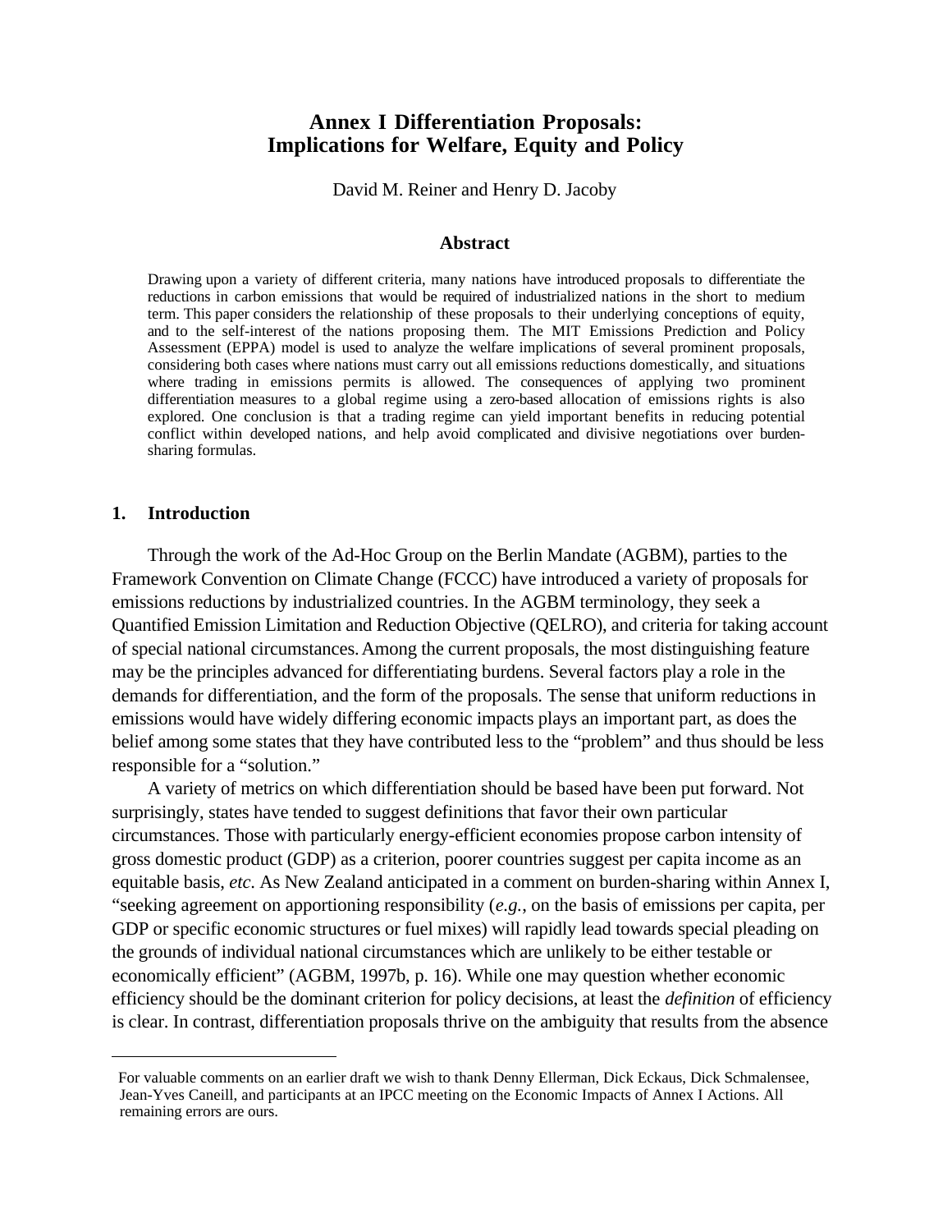# Annex I Differentiation Proposals: Implications for Welfare, Equity and Policy

David M. Reiner and Henry D. Jacoby

### Abstract

Drawing upon a variety of different criteria, many nations have introduced proposals to differentiate the reductions in carbon emissions that would be required of industrialized nations in the short to medium term. This paper considers the relationship of these proposals to their underlying conceptions of equity, and to the self-interest of the nations proposing them. The MIT Emissions Prediction and Policy Assessment (EPPA) model is used to analyze the welfare implications of several prominent proposals, considering both cases where nations must carry out all emissions reductions domestically, and situations where trading in emissions permits is allowed. The consequences of applying two prominent differentiation measures to a global regime using a zero-based allocation of emissions rights is also explored. One conclusion is that a trading regime can yield important benefits in reducing potential conflict within developed nations, and help avoid complicated and divisive negotiations over burden-sharing formulas.

## 1. Introduction

Through the work of the Ad-Hoc Group on the Berlin Mandate (AGBM), parties to the Framework Convention on Climate Change (FCCC) have introduced a variety of proposals for emissions reductions by industrialized countries. In the AGBM terminology, they seek a Quantified Emission Limitation and Reduction Objective (QELRO), and criteria for taking account of special national circumstances. Among the current proposals, the most distinguishing feature may be the principles advanced for differentiating burdens. Several factors play a role in the demands for differentiation, and the form of the proposals. The sense that uniform reductions in emissions would have widely differing economic impacts plays an important part, as does the belief among some states that they have contributed less to the "problem" and thus should be less responsible for a "solution."

A variety of metrics on which differentiation should be based have been put forward. Not surprisingly, states have tended to suggest definitions that favor their own particular circumstances. Those with particularly energy-efficient economies propose carbon intensity of gross domestic product (GDP) as a criterion, poorer countries suggest per capita income as an equitable basis, *etc.* As New Zealand anticipated in a comment on burden-sharing within Annex I, "seeking agreement on apportioning responsibility (*e.g.*, on the basis of emissions per capita, per GDP or specific economic structures or fuel mixes) will rapidly lead towards special pleading on the grounds of individual national circumstances which are unlikely to be either testable or economically efficient" (AGBM, 1997b, p. 16). While one may question whether economic efficiency should be the dominant criterion for policy decisions, at least the *definition* of efficiency is clear. In contrast, differentiation proposals thrive on the ambiguity that results from the absence

---

For valuable comments on an earlier draft we wish to thank Denny Ellerman, Dick Eckaus, Dick Schmalensee, Jean-Yves Caneill, and participants at an IPCC meeting on the Economic Impacts of Annex I Actions. All remaining errors are ours.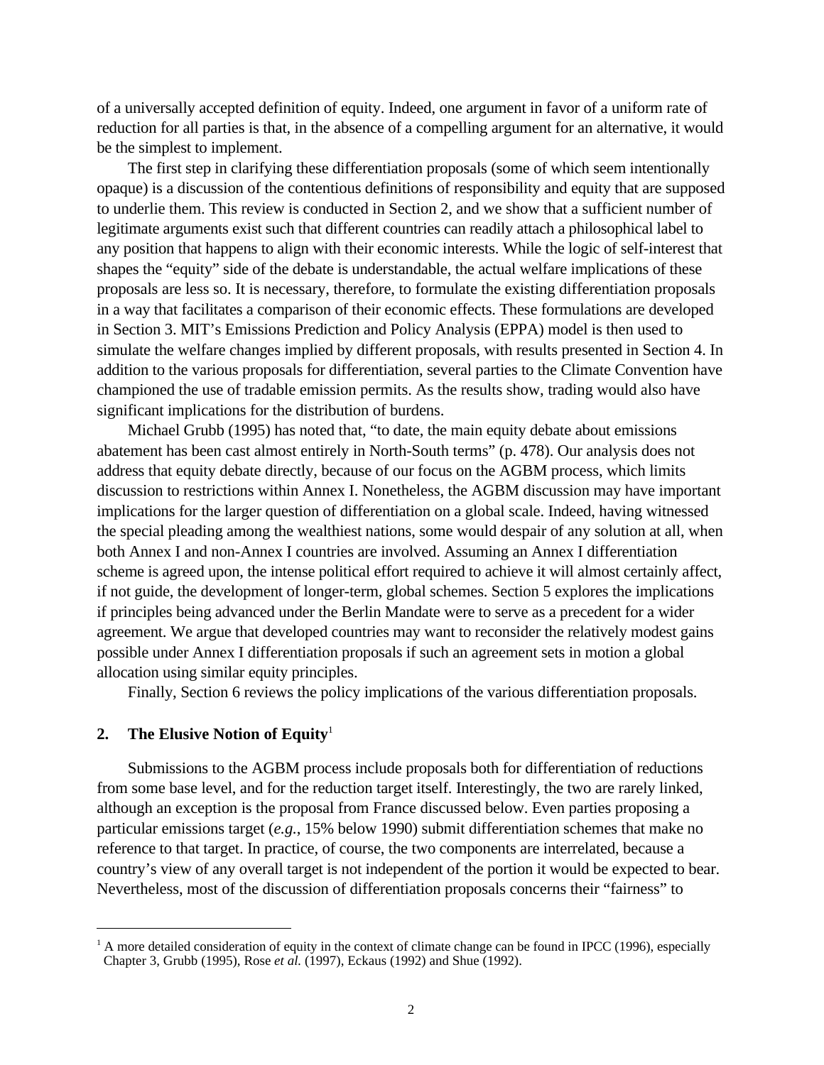of a universally accepted definition of equity. Indeed, one argument in favor of a uniform rate of reduction for all parties is that, in the absence of a compelling argument for an alternative, it would be the simplest to implement.

The first step in clarifying these differentiation proposals (some of which seem intentionally opaque) is a discussion of the contentious definitions of responsibility and equity that are supposed to underlie them. This review is conducted in Section 2, and we show that a sufficient number of legitimate arguments exist such that different countries can readily attach a philosophical label to any position that happens to align with their economic interests. While the logic of self-interest that shapes the "equity" side of the debate is understandable, the actual welfare implications of these proposals are less so. It is necessary, therefore, to formulate the existing differentiation proposals in a way that facilitates a comparison of their economic effects. These formulations are developed in Section 3. MIT's Emissions Prediction and Policy Analysis (EPPA) model is then used to simulate the welfare changes implied by different proposals, with results presented in Section 4. In addition to the various proposals for differentiation, several parties to the Climate Convention have championed the use of tradable emission permits. As the results show, trading would also have significant implications for the distribution of burdens.

Michael Grubb (1995) has noted that, "to date, the main equity debate about emissions abatement has been cast almost entirely in North-South terms" (p. 478). Our analysis does not address that equity debate directly, because of our focus on the AGBM process, which limits discussion to restrictions within Annex I. Nonetheless, the AGBM discussion may have important implications for the larger question of differentiation on a global scale. Indeed, having witnessed the special pleading among the wealthiest nations, some would despair of any solution at all, when both Annex I and non-Annex I countries are involved. Assuming an Annex I differentiation scheme is agreed upon, the intense political effort required to achieve it will almost certainly affect, if not guide, the development of longer-term, global schemes. Section 5 explores the implications if principles being advanced under the Berlin Mandate were to serve as a precedent for a wider agreement. We argue that developed countries may want to reconsider the relatively modest gains possible under Annex I differentiation proposals if such an agreement sets in motion a global allocation using similar equity principles.

Finally, Section 6 reviews the policy implications of the various differentiation proposals.

## 2. The Elusive Notion of Equity[1]

Submissions to the AGBM process include proposals both for differentiation of reductions from some base level, and for the reduction target itself. Interestingly, the two are rarely linked, although an exception is the proposal from France discussed below. Even parties proposing a particular emissions target (*e.g.*, 15% below 1990) submit differentiation schemes that make no reference to that target. In practice, of course, the two components are interrelated, because a country's view of any overall target is not independent of the portion it would be expected to bear. Nevertheless, most of the discussion of differentiation proposals concerns their "fairness" to

---

[1] A more detailed consideration of equity in the context of climate change can be found in IPCC (1996), especially Chapter 3, Grubb (1995), Rose *et al.* (1997), Eckaus (1992) and Shue (1992).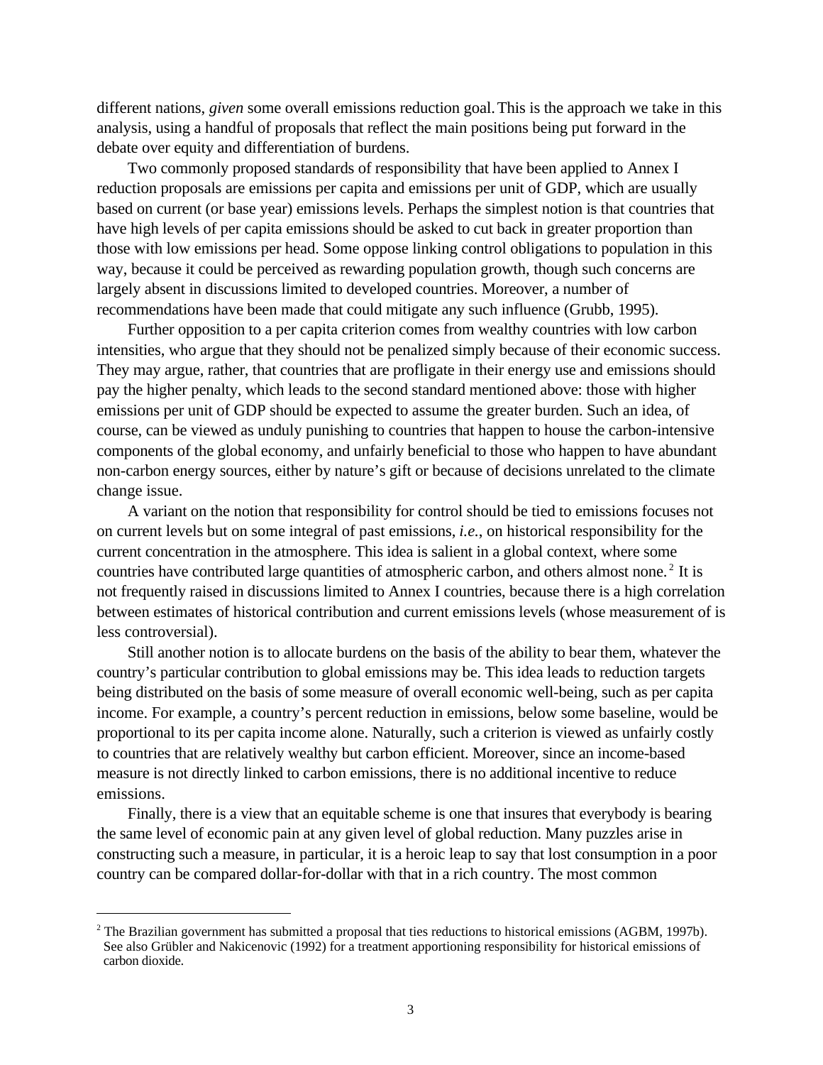different nations, *given* some overall emissions reduction goal. This is the approach we take in this analysis, using a handful of proposals that reflect the main positions being put forward in the debate over equity and differentiation of burdens.

Two commonly proposed standards of responsibility that have been applied to Annex I reduction proposals are emissions per capita and emissions per unit of GDP, which are usually based on current (or base year) emissions levels. Perhaps the simplest notion is that countries that have high levels of per capita emissions should be asked to cut back in greater proportion than those with low emissions per head. Some oppose linking control obligations to population in this way, because it could be perceived as rewarding population growth, though such concerns are largely absent in discussions limited to developed countries. Moreover, a number of recommendations have been made that could mitigate any such influence (Grubb, 1995).

Further opposition to a per capita criterion comes from wealthy countries with low carbon intensities, who argue that they should not be penalized simply because of their economic success. They may argue, rather, that countries that are profligate in their energy use and emissions should pay the higher penalty, which leads to the second standard mentioned above: those with higher emissions per unit of GDP should be expected to assume the greater burden. Such an idea, of course, can be viewed as unduly punishing to countries that happen to house the carbon-intensive components of the global economy, and unfairly beneficial to those who happen to have abundant non-carbon energy sources, either by nature's gift or because of decisions unrelated to the climate change issue.

A variant on the notion that responsibility for control should be tied to emissions focuses not on current levels but on some integral of past emissions, *i.e.*, on historical responsibility for the current concentration in the atmosphere. This idea is salient in a global context, where some countries have contributed large quantities of atmospheric carbon, and others almost none.[2] It is not frequently raised in discussions limited to Annex I countries, because there is a high correlation between estimates of historical contribution and current emissions levels (whose measurement of is less controversial).

Still another notion is to allocate burdens on the basis of the ability to bear them, whatever the country's particular contribution to global emissions may be. This idea leads to reduction targets being distributed on the basis of some measure of overall economic well-being, such as per capita income. For example, a country's percent reduction in emissions, below some baseline, would be proportional to its per capita income alone. Naturally, such a criterion is viewed as unfairly costly to countries that are relatively wealthy but carbon efficient. Moreover, since an income-based measure is not directly linked to carbon emissions, there is no additional incentive to reduce emissions.

Finally, there is a view that an equitable scheme is one that insures that everybody is bearing the same level of economic pain at any given level of global reduction. Many puzzles arise in constructing such a measure, in particular, it is a heroic leap to say that lost consumption in a poor country can be compared dollar-for-dollar with that in a rich country. The most common

---

[2] The Brazilian government has submitted a proposal that ties reductions to historical emissions (AGBM, 1997b). See also Grübler and Nakicenovic (1992) for a treatment apportioning responsibility for historical emissions of carbon dioxide.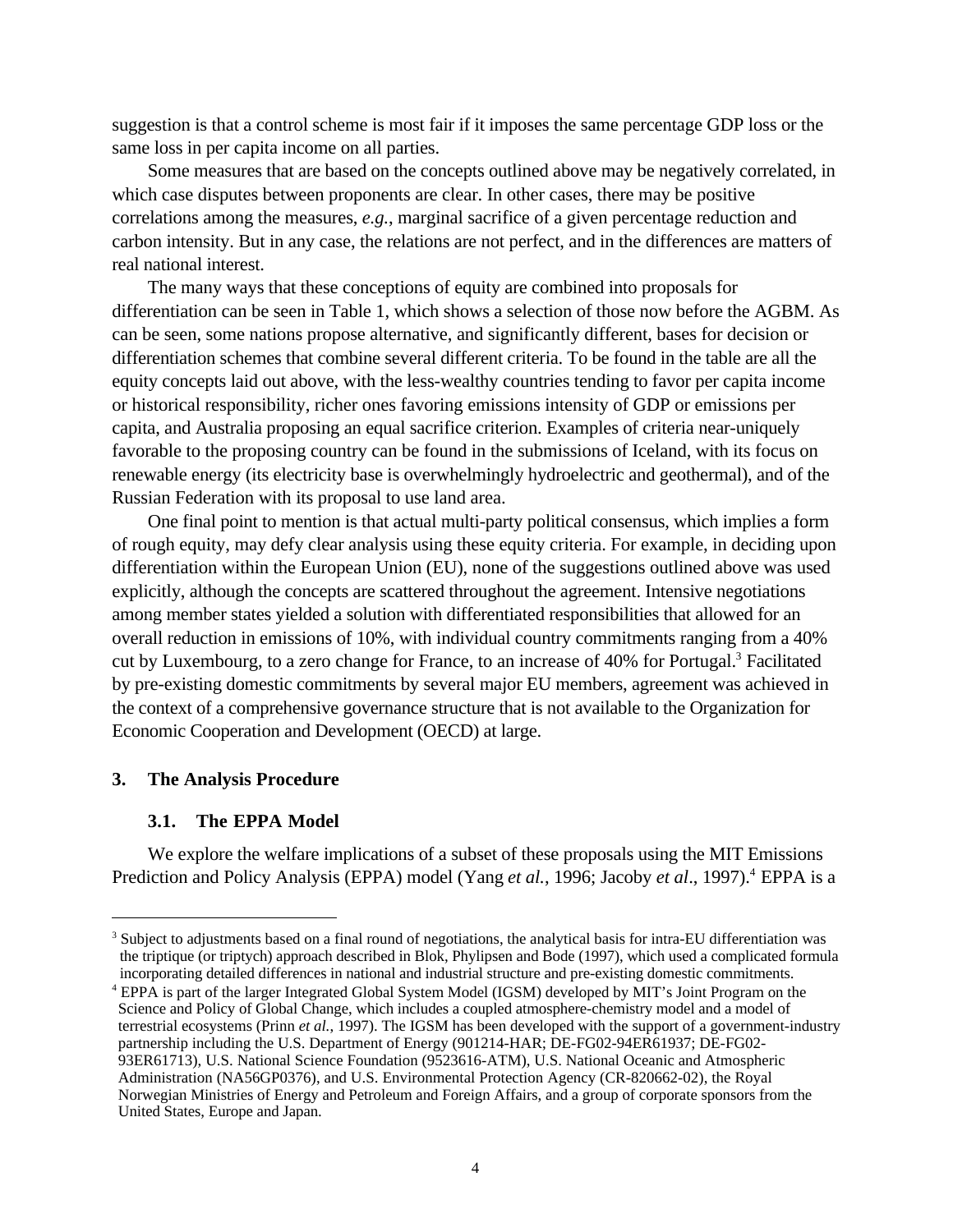suggestion is that a control scheme is most fair if it imposes the same percentage GDP loss or the same loss in per capita income on all parties.

Some measures that are based on the concepts outlined above may be negatively correlated, in which case disputes between proponents are clear. In other cases, there may be positive correlations among the measures, *e.g.*, marginal sacrifice of a given percentage reduction and carbon intensity. But in any case, the relations are not perfect, and in the differences are matters of real national interest.

The many ways that these conceptions of equity are combined into proposals for differentiation can be seen in Table 1, which shows a selection of those now before the AGBM. As can be seen, some nations propose alternative, and significantly different, bases for decision or differentiation schemes that combine several different criteria. To be found in the table are all the equity concepts laid out above, with the less-wealthy countries tending to favor per capita income or historical responsibility, richer ones favoring emissions intensity of GDP or emissions per capita, and Australia proposing an equal sacrifice criterion. Examples of criteria near-uniquely favorable to the proposing country can be found in the submissions of Iceland, with its focus on renewable energy (its electricity base is overwhelmingly hydroelectric and geothermal), and of the Russian Federation with its proposal to use land area.

One final point to mention is that actual multi-party political consensus, which implies a form of rough equity, may defy clear analysis using these equity criteria. For example, in deciding upon differentiation within the European Union (EU), none of the suggestions outlined above was used explicitly, although the concepts are scattered throughout the agreement. Intensive negotiations among member states yielded a solution with differentiated responsibilities that allowed for an overall reduction in emissions of 10%, with individual country commitments ranging from a 40% cut by Luxembourg, to a zero change for France, to an increase of 40% for Portugal.[3] Facilitated by pre-existing domestic commitments by several major EU members, agreement was achieved in the context of a comprehensive governance structure that is not available to the Organization for Economic Cooperation and Development (OECD) at large.

## 3. The Analysis Procedure

### 3.1. The EPPA Model

We explore the welfare implications of a subset of these proposals using the MIT Emissions Prediction and Policy Analysis (EPPA) model (Yang *et al.*, 1996; Jacoby *et al*., 1997).[4] EPPA is a

---

[3] Subject to adjustments based on a final round of negotiations, the analytical basis for intra-EU differentiation was the triptique (or triptych) approach described in Blok, Phylipsen and Bode (1997), which used a complicated formula incorporating detailed differences in national and industrial structure and pre-existing domestic commitments.

[4] EPPA is part of the larger Integrated Global System Model (IGSM) developed by MIT's Joint Program on the Science and Policy of Global Change, which includes a coupled atmosphere-chemistry model and a model of terrestrial ecosystems (Prinn *et al.*, 1997). The IGSM has been developed with the support of a government-industry partnership including the U.S. Department of Energy (901214-HAR; DE-FG02-94ER61937; DE-FG02-93ER61713), U.S. National Science Foundation (9523616-ATM), U.S. National Oceanic and Atmospheric Administration (NA56GP0376), and U.S. Environmental Protection Agency (CR-820662-02), the Royal Norwegian Ministries of Energy and Petroleum and Foreign Affairs, and a group of corporate sponsors from the United States, Europe and Japan.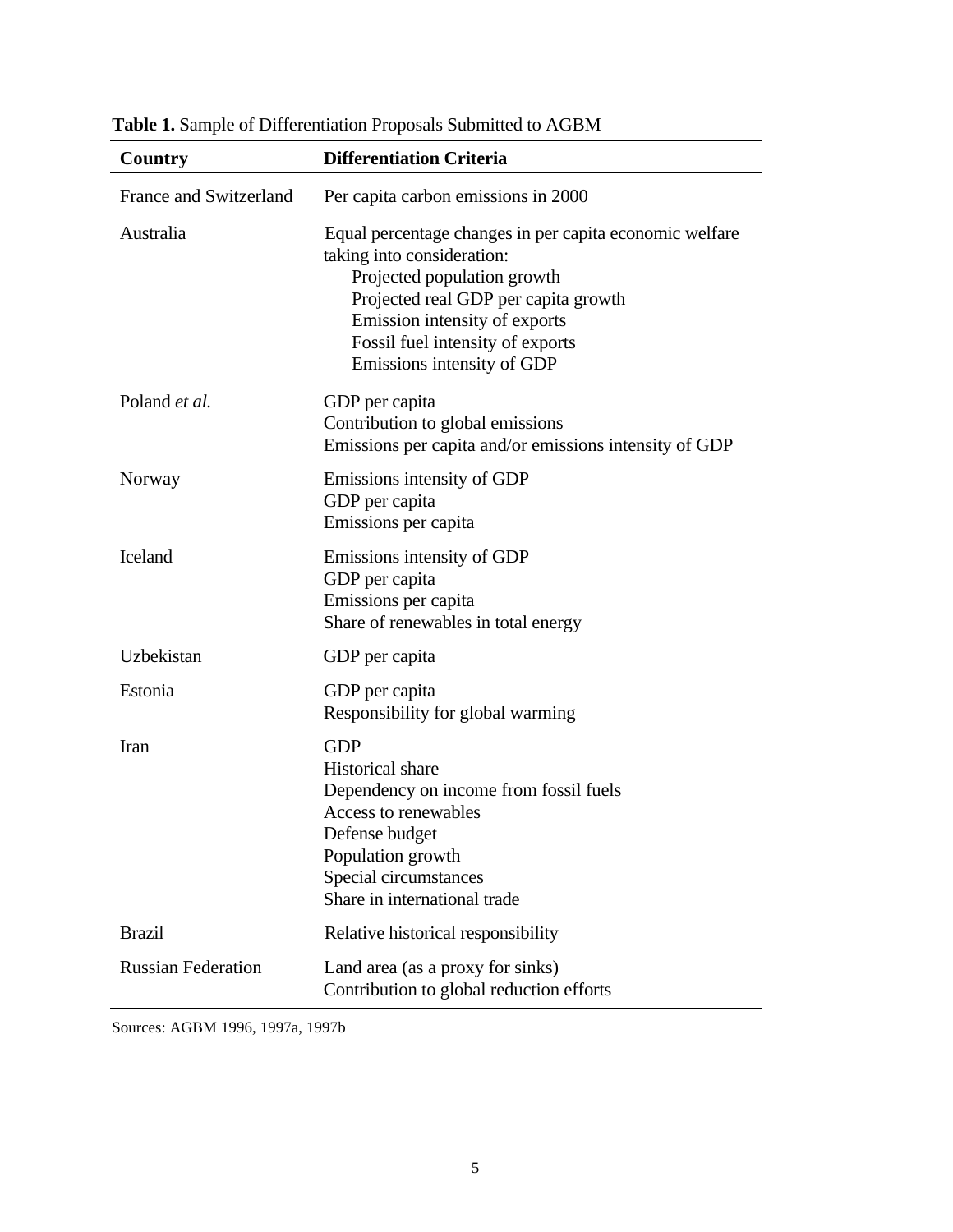**Table 1.** Sample of Differentiation Proposals Submitted to AGBM

| Country | Differentiation Criteria |
|---|---|
| France and Switzerland | Per capita carbon emissions in 2000 |
| Australia | Equal percentage changes in per capita economic welfare taking into consideration:<br>Projected population growth<br>Projected real GDP per capita growth<br>Emission intensity of exports<br>Fossil fuel intensity of exports<br>Emissions intensity of GDP |
| Poland *et al.* | GDP per capita<br>Contribution to global emissions<br>Emissions per capita and/or emissions intensity of GDP |
| Norway | Emissions intensity of GDP<br>GDP per capita<br>Emissions per capita |
| Iceland | Emissions intensity of GDP<br>GDP per capita<br>Emissions per capita<br>Share of renewables in total energy |
| Uzbekistan | GDP per capita |
| Estonia | GDP per capita<br>Responsibility for global warming |
| Iran | GDP<br>Historical share<br>Dependency on income from fossil fuels<br>Access to renewables<br>Defense budget<br>Population growth<br>Special circumstances<br>Share in international trade |
| Brazil | Relative historical responsibility |
| Russian Federation | Land area (as a proxy for sinks)<br>Contribution to global reduction efforts |

Sources: AGBM 1996, 1997a, 1997b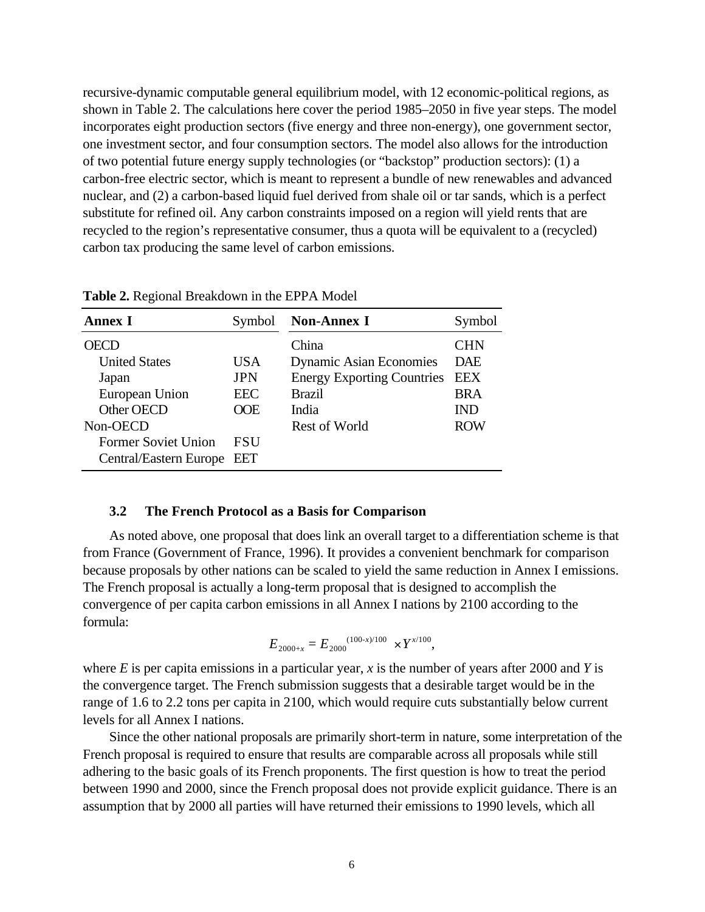recursive-dynamic computable general equilibrium model, with 12 economic-political regions, as shown in Table 2. The calculations here cover the period 1985–2050 in five year steps. The model incorporates eight production sectors (five energy and three non-energy), one government sector, one investment sector, and four consumption sectors. The model also allows for the introduction of two potential future energy supply technologies (or "backstop" production sectors): (1) a carbon-free electric sector, which is meant to represent a bundle of new renewables and advanced nuclear, and (2) a carbon-based liquid fuel derived from shale oil or tar sands, which is a perfect substitute for refined oil. Any carbon constraints imposed on a region will yield rents that are recycled to the region's representative consumer, thus a quota will be equivalent to a (recycled) carbon tax producing the same level of carbon emissions.

**Table 2.** Regional Breakdown in the EPPA Model

| **Annex I** | Symbol | **Non-Annex I** | Symbol |
|---|---|---|---|
| OECD | | China | CHN |
| United States | USA | Dynamic Asian Economies | DAE |
| Japan | JPN | Energy Exporting Countries | EEX |
| European Union | EEC | Brazil | BRA |
| Other OECD | OOE | India | IND |
| Non-OECD | | Rest of World | ROW |
| Former Soviet Union | FSU | | |
| Central/Eastern Europe | EET | | |

### 3.2 The French Protocol as a Basis for Comparison

As noted above, one proposal that does link an overall target to a differentiation scheme is that from France (Government of France, 1996). It provides a convenient benchmark for comparison because proposals by other nations can be scaled to yield the same reduction in Annex I emissions. The French proposal is actually a long-term proposal that is designed to accomplish the convergence of per capita carbon emissions in all Annex I nations by 2100 according to the formula:

$$E_{2000+x} = E_{2000}^{(100-x)/100} \times Y^{x/100},$$

where $E$ is per capita emissions in a particular year, $x$ is the number of years after 2000 and $Y$ is the convergence target. The French submission suggests that a desirable target would be in the range of 1.6 to 2.2 tons per capita in 2100, which would require cuts substantially below current levels for all Annex I nations.

Since the other national proposals are primarily short-term in nature, some interpretation of the French proposal is required to ensure that results are comparable across all proposals while still adhering to the basic goals of its French proponents. The first question is how to treat the period between 1990 and 2000, since the French proposal does not provide explicit guidance. There is an assumption that by 2000 all parties will have returned their emissions to 1990 levels, which all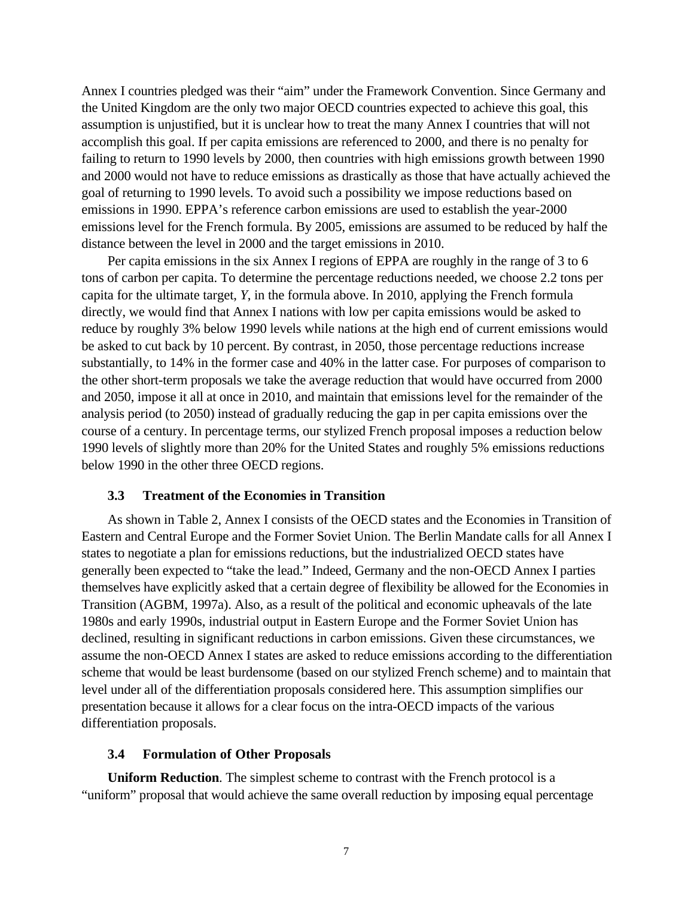Annex I countries pledged was their "aim" under the Framework Convention. Since Germany and the United Kingdom are the only two major OECD countries expected to achieve this goal, this assumption is unjustified, but it is unclear how to treat the many Annex I countries that will not accomplish this goal. If per capita emissions are referenced to 2000, and there is no penalty for failing to return to 1990 levels by 2000, then countries with high emissions growth between 1990 and 2000 would not have to reduce emissions as drastically as those that have actually achieved the goal of returning to 1990 levels. To avoid such a possibility we impose reductions based on emissions in 1990. EPPA's reference carbon emissions are used to establish the year-2000 emissions level for the French formula. By 2005, emissions are assumed to be reduced by half the distance between the level in 2000 and the target emissions in 2010.

Per capita emissions in the six Annex I regions of EPPA are roughly in the range of 3 to 6 tons of carbon per capita. To determine the percentage reductions needed, we choose 2.2 tons per capita for the ultimate target, $Y$, in the formula above. In 2010, applying the French formula directly, we would find that Annex I nations with low per capita emissions would be asked to reduce by roughly 3% below 1990 levels while nations at the high end of current emissions would be asked to cut back by 10 percent. By contrast, in 2050, those percentage reductions increase substantially, to 14% in the former case and 40% in the latter case. For purposes of comparison to the other short-term proposals we take the average reduction that would have occurred from 2000 and 2050, impose it all at once in 2010, and maintain that emissions level for the remainder of the analysis period (to 2050) instead of gradually reducing the gap in per capita emissions over the course of a century. In percentage terms, our stylized French proposal imposes a reduction below 1990 levels of slightly more than 20% for the United States and roughly 5% emissions reductions below 1990 in the other three OECD regions.

### 3.3 Treatment of the Economies in Transition

As shown in Table 2, Annex I consists of the OECD states and the Economies in Transition of Eastern and Central Europe and the Former Soviet Union. The Berlin Mandate calls for all Annex I states to negotiate a plan for emissions reductions, but the industrialized OECD states have generally been expected to "take the lead." Indeed, Germany and the non-OECD Annex I parties themselves have explicitly asked that a certain degree of flexibility be allowed for the Economies in Transition (AGBM, 1997a). Also, as a result of the political and economic upheavals of the late 1980s and early 1990s, industrial output in Eastern Europe and the Former Soviet Union has declined, resulting in significant reductions in carbon emissions. Given these circumstances, we assume the non-OECD Annex I states are asked to reduce emissions according to the differentiation scheme that would be least burdensome (based on our stylized French scheme) and to maintain that level under all of the differentiation proposals considered here. This assumption simplifies our presentation because it allows for a clear focus on the intra-OECD impacts of the various differentiation proposals.

### 3.4 Formulation of Other Proposals

**Uniform Reduction**. The simplest scheme to contrast with the French protocol is a "uniform" proposal that would achieve the same overall reduction by imposing equal percentage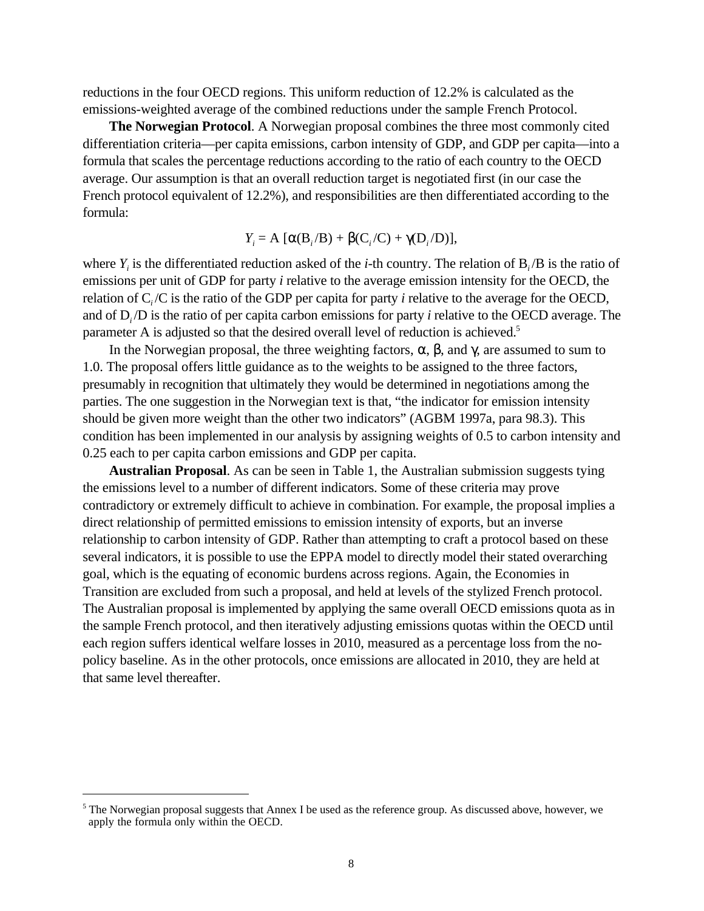reductions in the four OECD regions. This uniform reduction of 12.2% is calculated as the emissions-weighted average of the combined reductions under the sample French Protocol.

**The Norwegian Protocol**. A Norwegian proposal combines the three most commonly cited differentiation criteria—per capita emissions, carbon intensity of GDP, and GDP per capita—into a formula that scales the percentage reductions according to the ratio of each country to the OECD average. Our assumption is that an overall reduction target is negotiated first (in our case the French protocol equivalent of 12.2%), and responsibilities are then differentiated according to the formula:

$$Y_i = A\,[\alpha(B_i/B) + \beta(C_i/C) + \gamma(D_i/D)],$$

where $Y_i$ is the differentiated reduction asked of the *i*-th country. The relation of $B_i/B$ is the ratio of emissions per unit of GDP for party *i* relative to the average emission intensity for the OECD, the relation of $C_i/C$ is the ratio of the GDP per capita for party *i* relative to the average for the OECD, and of $D_i/D$ is the ratio of per capita carbon emissions for party *i* relative to the OECD average. The parameter A is adjusted so that the desired overall level of reduction is achieved.[5]

In the Norwegian proposal, the three weighting factors, $\alpha$, $\beta$, and $\gamma$, are assumed to sum to 1.0. The proposal offers little guidance as to the weights to be assigned to the three factors, presumably in recognition that ultimately they would be determined in negotiations among the parties. The one suggestion in the Norwegian text is that, "the indicator for emission intensity should be given more weight than the other two indicators" (AGBM 1997a, para 98.3). This condition has been implemented in our analysis by assigning weights of 0.5 to carbon intensity and 0.25 each to per capita carbon emissions and GDP per capita.

**Australian Proposal**. As can be seen in Table 1, the Australian submission suggests tying the emissions level to a number of different indicators. Some of these criteria may prove contradictory or extremely difficult to achieve in combination. For example, the proposal implies a direct relationship of permitted emissions to emission intensity of exports, but an inverse relationship to carbon intensity of GDP. Rather than attempting to craft a protocol based on these several indicators, it is possible to use the EPPA model to directly model their stated overarching goal, which is the equating of economic burdens across regions. Again, the Economies in Transition are excluded from such a proposal, and held at levels of the stylized French protocol. The Australian proposal is implemented by applying the same overall OECD emissions quota as in the sample French protocol, and then iteratively adjusting emissions quotas within the OECD until each region suffers identical welfare losses in 2010, measured as a percentage loss from the no-policy baseline. As in the other protocols, once emissions are allocated in 2010, they are held at that same level thereafter.

---

[5] The Norwegian proposal suggests that Annex I be used as the reference group. As discussed above, however, we apply the formula only within the OECD.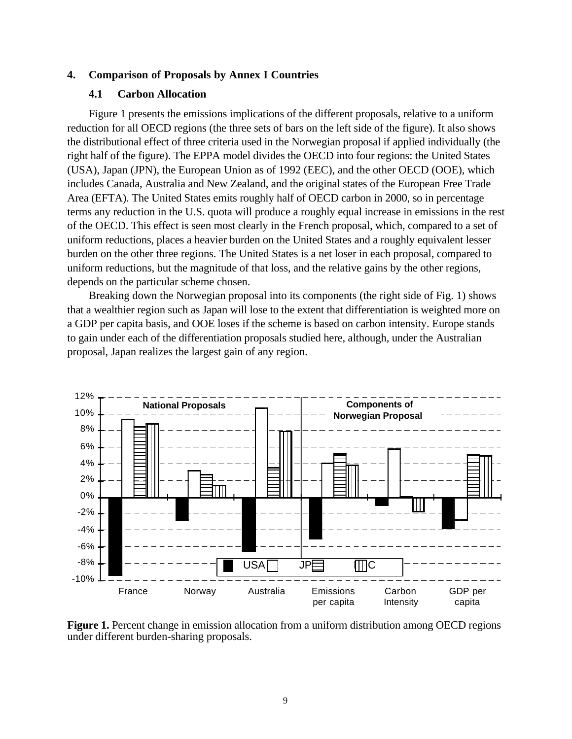## 4. Comparison of Proposals by Annex I Countries

### 4.1 Carbon Allocation

Figure 1 presents the emissions implications of the different proposals, relative to a uniform reduction for all OECD regions (the three sets of bars on the left side of the figure). It also shows the distributional effect of three criteria used in the Norwegian proposal if applied individually (the right half of the figure). The EPPA model divides the OECD into four regions: the United States (USA), Japan (JPN), the European Union as of 1992 (EEC), and the other OECD (OOE), which includes Canada, Australia and New Zealand, and the original states of the European Free Trade Area (EFTA). The United States emits roughly half of OECD carbon in 2000, so in percentage terms any reduction in the U.S. quota will produce a roughly equal increase in emissions in the rest of the OECD. This effect is seen most clearly in the French proposal, which, compared to a set of uniform reductions, places a heavier burden on the United States and a roughly equivalent lesser burden on the other three regions. The United States is a net loser in each proposal, compared to uniform reductions, but the magnitude of that loss, and the relative gains by the other regions, depends on the particular scheme chosen.

Breaking down the Norwegian proposal into its components (the right side of Fig. 1) shows that a wealthier region such as Japan will lose to the extent that differentiation is weighted more on a GDP per capita basis, and OOE loses if the scheme is based on carbon intensity. Europe stands to gain under each of the differentiation proposals studied here, although, under the Australian proposal, Japan realizes the largest gain of any region.

**Figure 1.** Percent change in emission allocation from a uniform distribution among OECD regions under different burden-sharing proposals.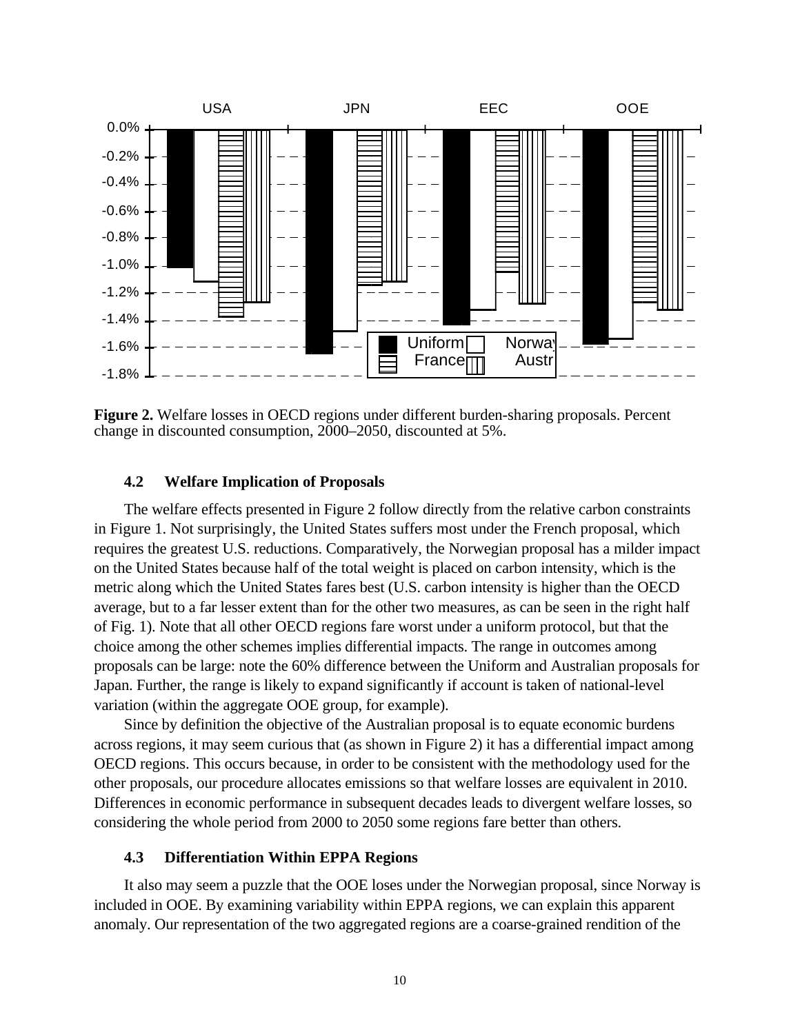**Figure 2.** Welfare losses in OECD regions under different burden-sharing proposals. Percent change in discounted consumption, 2000–2050, discounted at 5%.

### 4.2 Welfare Implication of Proposals

The welfare effects presented in Figure 2 follow directly from the relative carbon constraints in Figure 1. Not surprisingly, the United States suffers most under the French proposal, which requires the greatest U.S. reductions. Comparatively, the Norwegian proposal has a milder impact on the United States because half of the total weight is placed on carbon intensity, which is the metric along which the United States fares best (U.S. carbon intensity is higher than the OECD average, but to a far lesser extent than for the other two measures, as can be seen in the right half of Fig. 1). Note that all other OECD regions fare worst under a uniform protocol, but that the choice among the other schemes implies differential impacts. The range in outcomes among proposals can be large: note the 60% difference between the Uniform and Australian proposals for Japan. Further, the range is likely to expand significantly if account is taken of national-level variation (within the aggregate OOE group, for example).

Since by definition the objective of the Australian proposal is to equate economic burdens across regions, it may seem curious that (as shown in Figure 2) it has a differential impact among OECD regions. This occurs because, in order to be consistent with the methodology used for the other proposals, our procedure allocates emissions so that welfare losses are equivalent in 2010. Differences in economic performance in subsequent decades leads to divergent welfare losses, so considering the whole period from 2000 to 2050 some regions fare better than others.

### 4.3 Differentiation Within EPPA Regions

It also may seem a puzzle that the OOE loses under the Norwegian proposal, since Norway is included in OOE. By examining variability within EPPA regions, we can explain this apparent anomaly. Our representation of the two aggregated regions are a coarse-grained rendition of the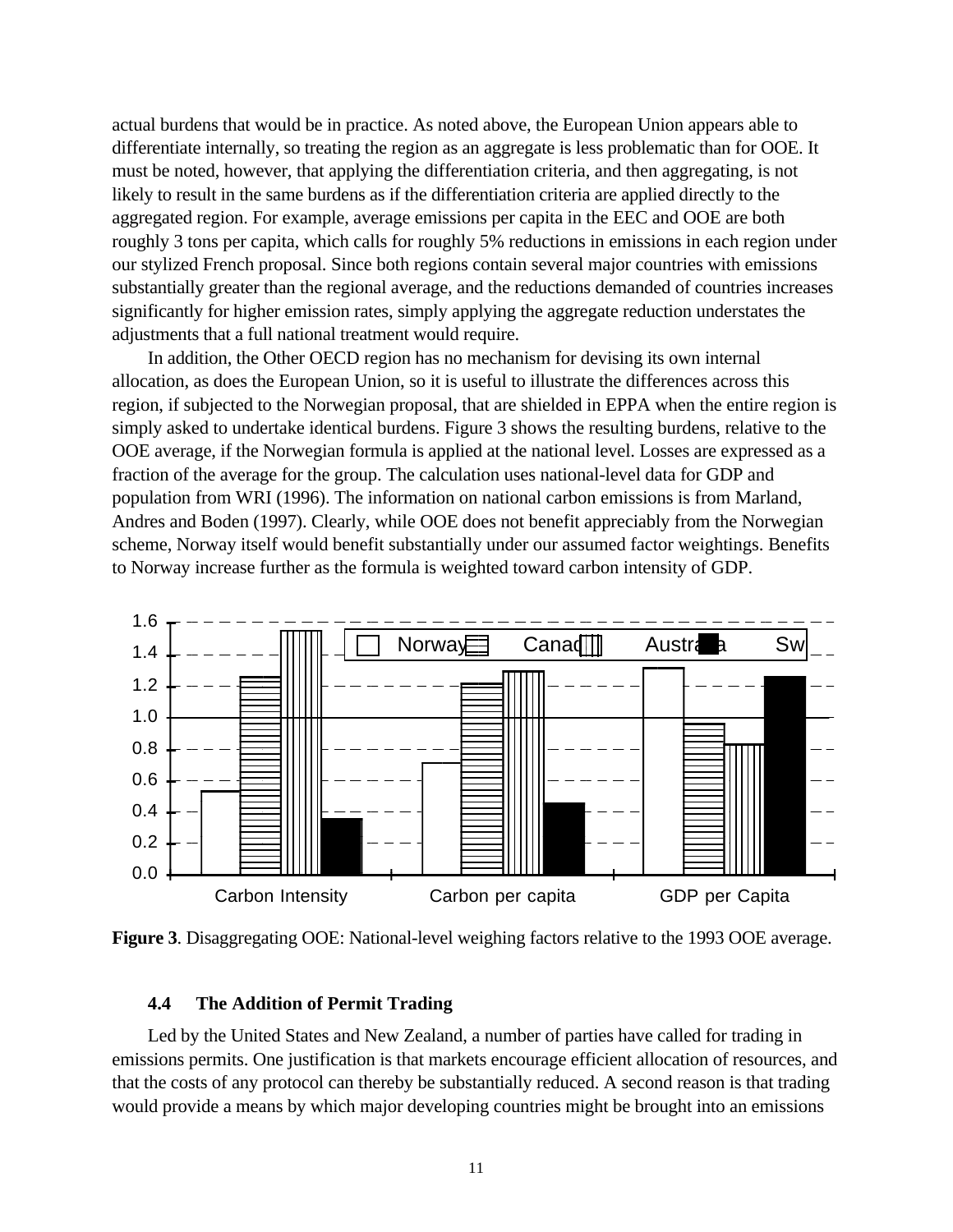actual burdens that would be in practice. As noted above, the European Union appears able to differentiate internally, so treating the region as an aggregate is less problematic than for OOE. It must be noted, however, that applying the differentiation criteria, and then aggregating, is not likely to result in the same burdens as if the differentiation criteria are applied directly to the aggregated region. For example, average emissions per capita in the EEC and OOE are both roughly 3 tons per capita, which calls for roughly 5% reductions in emissions in each region under our stylized French proposal. Since both regions contain several major countries with emissions substantially greater than the regional average, and the reductions demanded of countries increases significantly for higher emission rates, simply applying the aggregate reduction understates the adjustments that a full national treatment would require.

In addition, the Other OECD region has no mechanism for devising its own internal allocation, as does the European Union, so it is useful to illustrate the differences across this region, if subjected to the Norwegian proposal, that are shielded in EPPA when the entire region is simply asked to undertake identical burdens. Figure 3 shows the resulting burdens, relative to the OOE average, if the Norwegian formula is applied at the national level. Losses are expressed as a fraction of the average for the group. The calculation uses national-level data for GDP and population from WRI (1996). The information on national carbon emissions is from Marland, Andres and Boden (1997). Clearly, while OOE does not benefit appreciably from the Norwegian scheme, Norway itself would benefit substantially under our assumed factor weightings. Benefits to Norway increase further as the formula is weighted toward carbon intensity of GDP.

**Figure 3**. Disaggregating OOE: National-level weighing factors relative to the 1993 OOE average.

### 4.4 The Addition of Permit Trading

Led by the United States and New Zealand, a number of parties have called for trading in emissions permits. One justification is that markets encourage efficient allocation of resources, and that the costs of any protocol can thereby be substantially reduced. A second reason is that trading would provide a means by which major developing countries might be brought into an emissions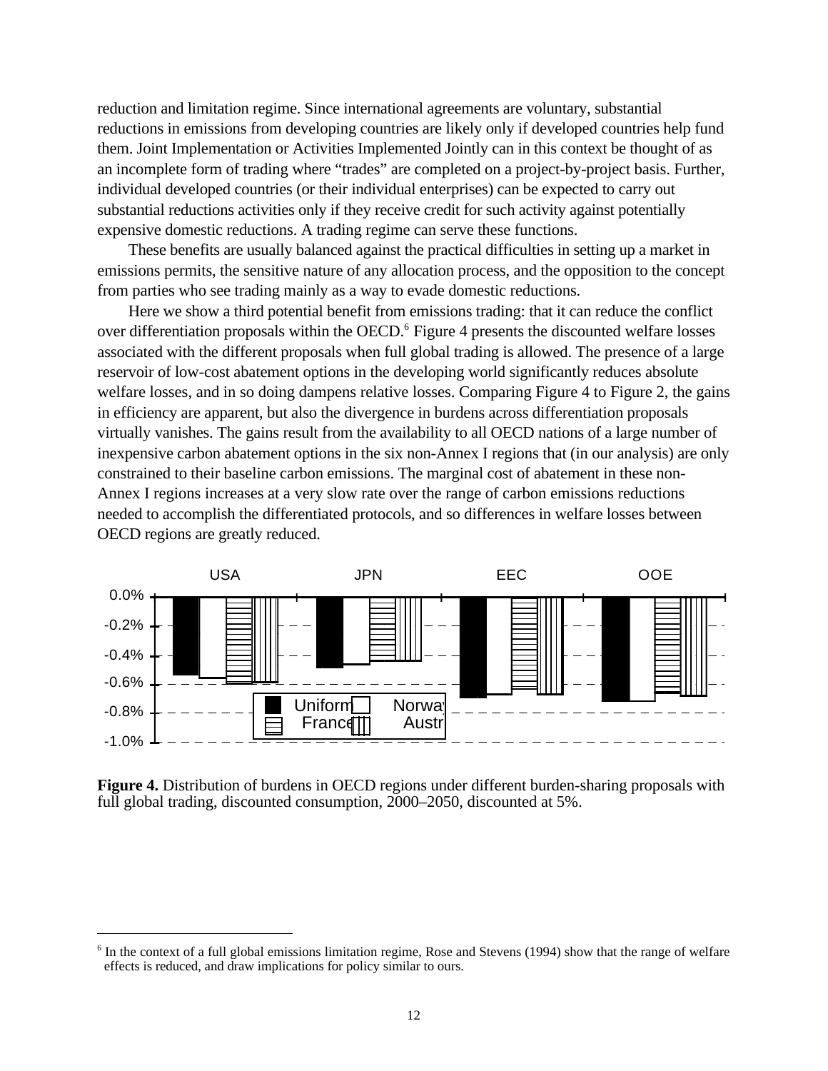reduction and limitation regime. Since international agreements are voluntary, substantial reductions in emissions from developing countries are likely only if developed countries help fund them. Joint Implementation or Activities Implemented Jointly can in this context be thought of as an incomplete form of trading where "trades" are completed on a project-by-project basis. Further, individual developed countries (or their individual enterprises) can be expected to carry out substantial reductions activities only if they receive credit for such activity against potentially expensive domestic reductions. A trading regime can serve these functions.

These benefits are usually balanced against the practical difficulties in setting up a market in emissions permits, the sensitive nature of any allocation process, and the opposition to the concept from parties who see trading mainly as a way to evade domestic reductions.

Here we show a third potential benefit from emissions trading: that it can reduce the conflict over differentiation proposals within the OECD.[6] Figure 4 presents the discounted welfare losses associated with the different proposals when full global trading is allowed. The presence of a large reservoir of low-cost abatement options in the developing world significantly reduces absolute welfare losses, and in so doing dampens relative losses. Comparing Figure 4 to Figure 2, the gains in efficiency are apparent, but also the divergence in burdens across differentiation proposals virtually vanishes. The gains result from the availability to all OECD nations of a large number of inexpensive carbon abatement options in the six non-Annex I regions that (in our analysis) are only constrained to their baseline carbon emissions. The marginal cost of abatement in these non-Annex I regions increases at a very slow rate over the range of carbon emissions reductions needed to accomplish the differentiated protocols, and so differences in welfare losses between OECD regions are greatly reduced.

**Figure 4.** Distribution of burdens in OECD regions under different burden-sharing proposals with full global trading, discounted consumption, 2000–2050, discounted at 5%.

---

[6] In the context of a full global emissions limitation regime, Rose and Stevens (1994) show that the range of welfare effects is reduced, and draw implications for policy similar to ours.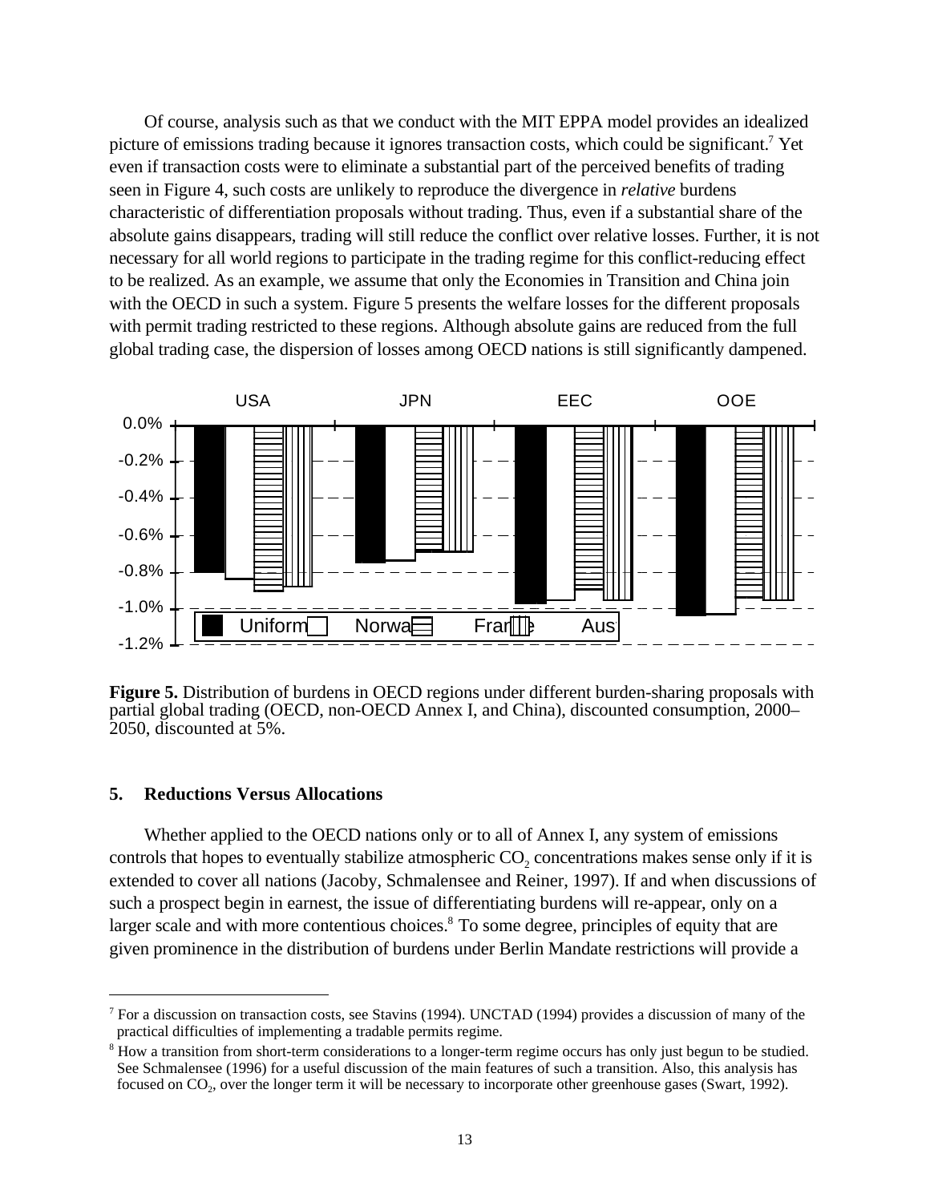Of course, analysis such as that we conduct with the MIT EPPA model provides an idealized picture of emissions trading because it ignores transaction costs, which could be significant.[7] Yet even if transaction costs were to eliminate a substantial part of the perceived benefits of trading seen in Figure 4, such costs are unlikely to reproduce the divergence in *relative* burdens characteristic of differentiation proposals without trading. Thus, even if a substantial share of the absolute gains disappears, trading will still reduce the conflict over relative losses. Further, it is not necessary for all world regions to participate in the trading regime for this conflict-reducing effect to be realized. As an example, we assume that only the Economies in Transition and China join with the OECD in such a system. Figure 5 presents the welfare losses for the different proposals with permit trading restricted to these regions. Although absolute gains are reduced from the full global trading case, the dispersion of losses among OECD nations is still significantly dampened.

**Figure 5.** Distribution of burdens in OECD regions under different burden-sharing proposals with partial global trading (OECD, non-OECD Annex I, and China), discounted consumption, 2000–2050, discounted at 5%.

## 5. Reductions Versus Allocations

Whether applied to the OECD nations only or to all of Annex I, any system of emissions controls that hopes to eventually stabilize atmospheric $CO_2$ concentrations makes sense only if it is extended to cover all nations (Jacoby, Schmalensee and Reiner, 1997). If and when discussions of such a prospect begin in earnest, the issue of differentiating burdens will re-appear, only on a larger scale and with more contentious choices.[8] To some degree, principles of equity that are given prominence in the distribution of burdens under Berlin Mandate restrictions will provide a

---

[7] For a discussion on transaction costs, see Stavins (1994). UNCTAD (1994) provides a discussion of many of the practical difficulties of implementing a tradable permits regime.

[8] How a transition from short-term considerations to a longer-term regime occurs has only just begun to be studied. See Schmalensee (1996) for a useful discussion of the main features of such a transition. Also, this analysis has focused on $CO_2$, over the longer term it will be necessary to incorporate other greenhouse gases (Swart, 1992).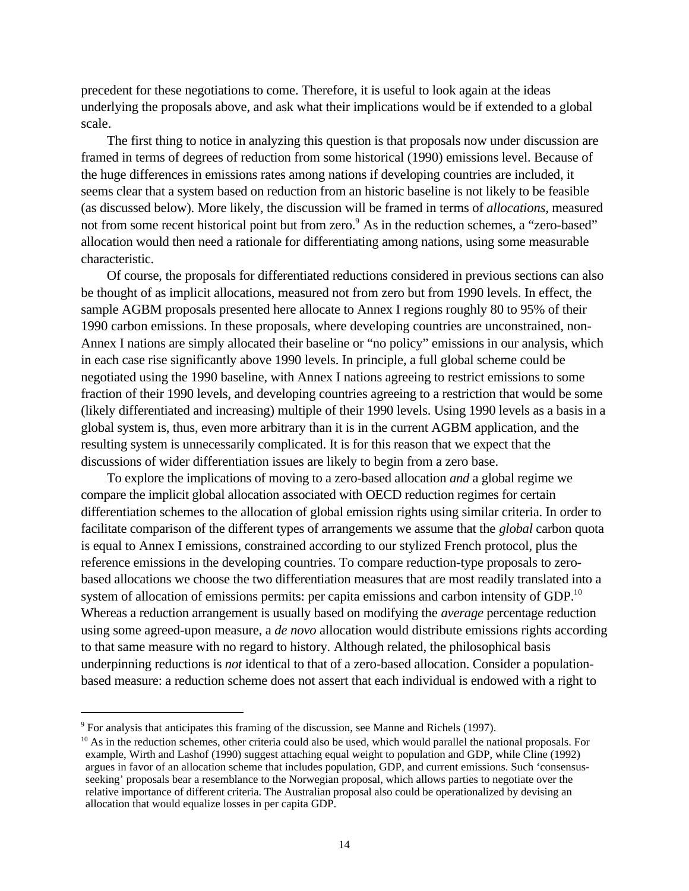precedent for these negotiations to come. Therefore, it is useful to look again at the ideas underlying the proposals above, and ask what their implications would be if extended to a global scale.

The first thing to notice in analyzing this question is that proposals now under discussion are framed in terms of degrees of reduction from some historical (1990) emissions level. Because of the huge differences in emissions rates among nations if developing countries are included, it seems clear that a system based on reduction from an historic baseline is not likely to be feasible (as discussed below). More likely, the discussion will be framed in terms of *allocations*, measured not from some recent historical point but from zero.[9] As in the reduction schemes, a "zero-based" allocation would then need a rationale for differentiating among nations, using some measurable characteristic.

Of course, the proposals for differentiated reductions considered in previous sections can also be thought of as implicit allocations, measured not from zero but from 1990 levels. In effect, the sample AGBM proposals presented here allocate to Annex I regions roughly 80 to 95% of their 1990 carbon emissions. In these proposals, where developing countries are unconstrained, non-Annex I nations are simply allocated their baseline or "no policy" emissions in our analysis, which in each case rise significantly above 1990 levels. In principle, a full global scheme could be negotiated using the 1990 baseline, with Annex I nations agreeing to restrict emissions to some fraction of their 1990 levels, and developing countries agreeing to a restriction that would be some (likely differentiated and increasing) multiple of their 1990 levels. Using 1990 levels as a basis in a global system is, thus, even more arbitrary than it is in the current AGBM application, and the resulting system is unnecessarily complicated. It is for this reason that we expect that the discussions of wider differentiation issues are likely to begin from a zero base.

To explore the implications of moving to a zero-based allocation *and* a global regime we compare the implicit global allocation associated with OECD reduction regimes for certain differentiation schemes to the allocation of global emission rights using similar criteria. In order to facilitate comparison of the different types of arrangements we assume that the *global* carbon quota is equal to Annex I emissions, constrained according to our stylized French protocol, plus the reference emissions in the developing countries. To compare reduction-type proposals to zero-based allocations we choose the two differentiation measures that are most readily translated into a system of allocation of emissions permits: per capita emissions and carbon intensity of GDP.[10] Whereas a reduction arrangement is usually based on modifying the *average* percentage reduction using some agreed-upon measure, a *de novo* allocation would distribute emissions rights according to that same measure with no regard to history. Although related, the philosophical basis underpinning reductions is *not* identical to that of a zero-based allocation. Consider a population-based measure: a reduction scheme does not assert that each individual is endowed with a right to

---

[9] For analysis that anticipates this framing of the discussion, see Manne and Richels (1997).

[10] As in the reduction schemes, other criteria could also be used, which would parallel the national proposals. For example, Wirth and Lashof (1990) suggest attaching equal weight to population and GDP, while Cline (1992) argues in favor of an allocation scheme that includes population, GDP, and current emissions. Such 'consensus-seeking' proposals bear a resemblance to the Norwegian proposal, which allows parties to negotiate over the relative importance of different criteria. The Australian proposal also could be operationalized by devising an allocation that would equalize losses in per capita GDP.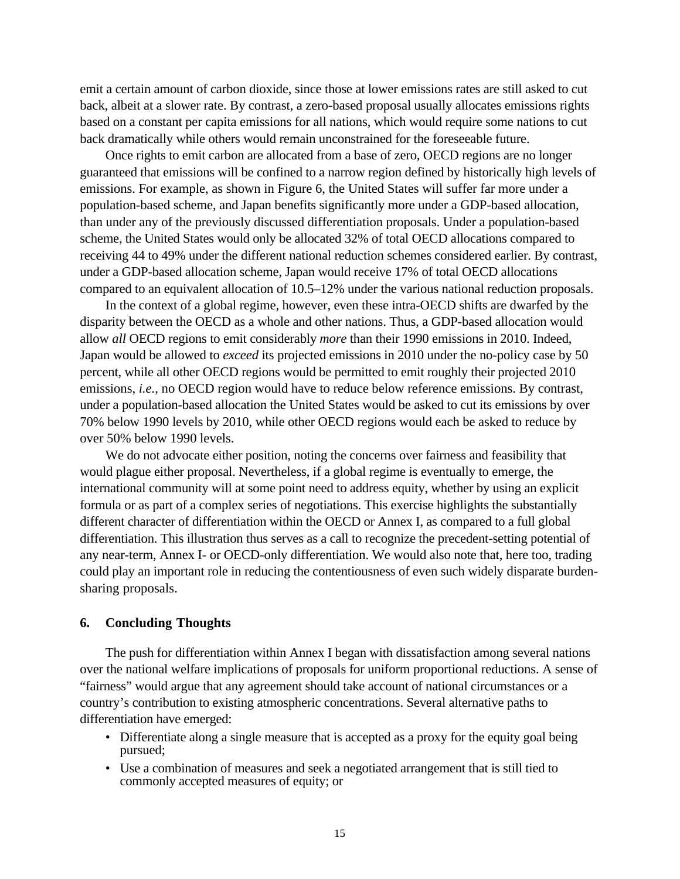emit a certain amount of carbon dioxide, since those at lower emissions rates are still asked to cut back, albeit at a slower rate. By contrast, a zero-based proposal usually allocates emissions rights based on a constant per capita emissions for all nations, which would require some nations to cut back dramatically while others would remain unconstrained for the foreseeable future.

Once rights to emit carbon are allocated from a base of zero, OECD regions are no longer guaranteed that emissions will be confined to a narrow region defined by historically high levels of emissions. For example, as shown in Figure 6, the United States will suffer far more under a population-based scheme, and Japan benefits significantly more under a GDP-based allocation, than under any of the previously discussed differentiation proposals. Under a population-based scheme, the United States would only be allocated 32% of total OECD allocations compared to receiving 44 to 49% under the different national reduction schemes considered earlier. By contrast, under a GDP-based allocation scheme, Japan would receive 17% of total OECD allocations compared to an equivalent allocation of 10.5–12% under the various national reduction proposals.

In the context of a global regime, however, even these intra-OECD shifts are dwarfed by the disparity between the OECD as a whole and other nations. Thus, a GDP-based allocation would allow *all* OECD regions to emit considerably *more* than their 1990 emissions in 2010. Indeed, Japan would be allowed to *exceed* its projected emissions in 2010 under the no-policy case by 50 percent, while all other OECD regions would be permitted to emit roughly their projected 2010 emissions, *i.e.*, no OECD region would have to reduce below reference emissions. By contrast, under a population-based allocation the United States would be asked to cut its emissions by over 70% below 1990 levels by 2010, while other OECD regions would each be asked to reduce by over 50% below 1990 levels.

We do not advocate either position, noting the concerns over fairness and feasibility that would plague either proposal. Nevertheless, if a global regime is eventually to emerge, the international community will at some point need to address equity, whether by using an explicit formula or as part of a complex series of negotiations. This exercise highlights the substantially different character of differentiation within the OECD or Annex I, as compared to a full global differentiation. This illustration thus serves as a call to recognize the precedent-setting potential of any near-term, Annex I- or OECD-only differentiation. We would also note that, here too, trading could play an important role in reducing the contentiousness of even such widely disparate burden-sharing proposals.

## 6. Concluding Thoughts

The push for differentiation within Annex I began with dissatisfaction among several nations over the national welfare implications of proposals for uniform proportional reductions. A sense of "fairness" would argue that any agreement should take account of national circumstances or a country's contribution to existing atmospheric concentrations. Several alternative paths to differentiation have emerged:

- Differentiate along a single measure that is accepted as a proxy for the equity goal being pursued;
- Use a combination of measures and seek a negotiated arrangement that is still tied to commonly accepted measures of equity; or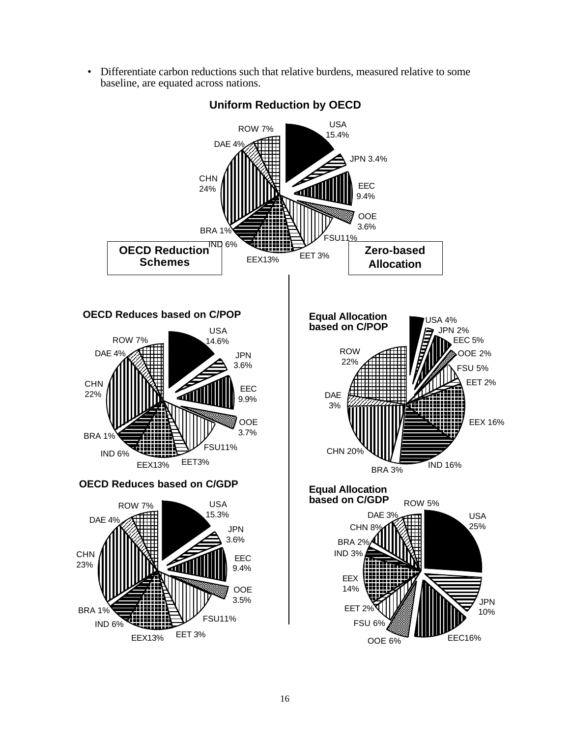- Differentiate carbon reductions such that relative burdens, measured relative to some baseline, are equated across nations.

**Uniform Reduction by OECD**

USA 15.4%, JPN 3.4%, EEC 9.4%, OOE 3.6%, FSU11%, EET 3%, EEX13%, IND 6%, BRA 1%, CHN 24%, DAE 4%, ROW 7%

**OECD Reduction Schemes**

**Zero-based Allocation**

**OECD Reduces based on C/POP**

USA 14.6%, JPN 3.6%, EEC 9.9%, OOE 3.7%, FSU11%, EET3%, EEX13%, IND 6%, BRA 1%, CHN 22%, DAE 4%, ROW 7%

**Equal Allocation based on C/POP**

USA 4%, JPN 2%, EEC 5%, OOE 2%, FSU 5%, EET 2%, EEX 16%, IND 16%, BRA 3%, CHN 20%, DAE 3%, ROW 22%

**OECD Reduces based on C/GDP**

USA 15.3%, JPN 3.6%, EEC 9.4%, OOE 3.5%, FSU11%, EET 3%, EEX13%, IND 6%, BRA 1%, CHN 23%, DAE 4%, ROW 7%

**Equal Allocation based on C/GDP**

USA 25%, JPN 10%, EEC16%, OOE 6%, FSU 6%, EET 2%, EEX 14%, IND 3%, BRA 2%, CHN 8%, DAE 3%, ROW 5%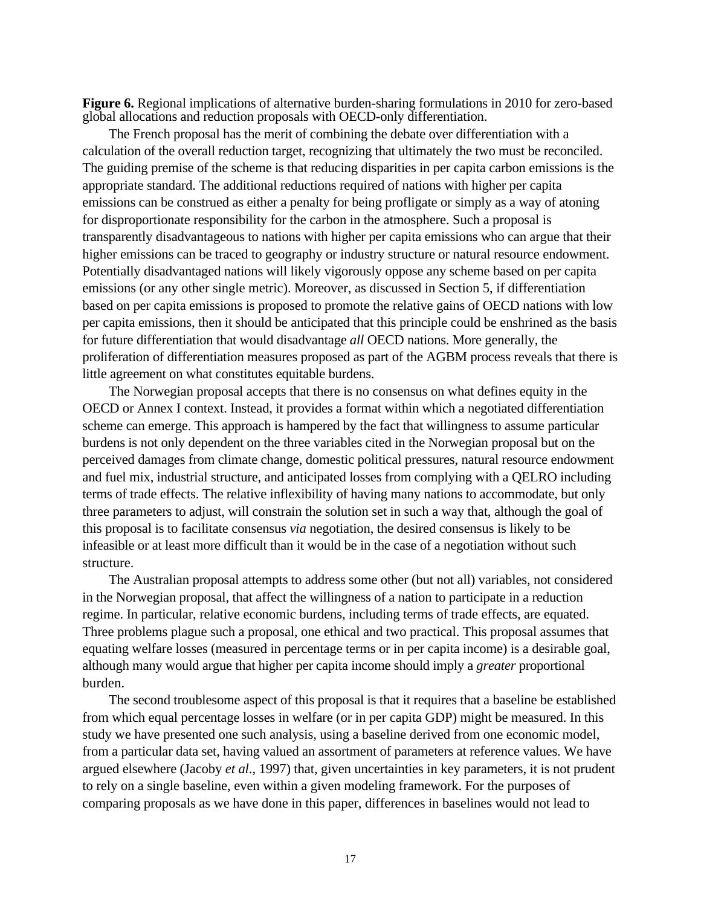**Figure 6.** Regional implications of alternative burden-sharing formulations in 2010 for zero-based global allocations and reduction proposals with OECD-only differentiation.

The French proposal has the merit of combining the debate over differentiation with a calculation of the overall reduction target, recognizing that ultimately the two must be reconciled. The guiding premise of the scheme is that reducing disparities in per capita carbon emissions is the appropriate standard. The additional reductions required of nations with higher per capita emissions can be construed as either a penalty for being profligate or simply as a way of atoning for disproportionate responsibility for the carbon in the atmosphere. Such a proposal is transparently disadvantageous to nations with higher per capita emissions who can argue that their higher emissions can be traced to geography or industry structure or natural resource endowment. Potentially disadvantaged nations will likely vigorously oppose any scheme based on per capita emissions (or any other single metric). Moreover, as discussed in Section 5, if differentiation based on per capita emissions is proposed to promote the relative gains of OECD nations with low per capita emissions, then it should be anticipated that this principle could be enshrined as the basis for future differentiation that would disadvantage *all* OECD nations. More generally, the proliferation of differentiation measures proposed as part of the AGBM process reveals that there is little agreement on what constitutes equitable burdens.

The Norwegian proposal accepts that there is no consensus on what defines equity in the OECD or Annex I context. Instead, it provides a format within which a negotiated differentiation scheme can emerge. This approach is hampered by the fact that willingness to assume particular burdens is not only dependent on the three variables cited in the Norwegian proposal but on the perceived damages from climate change, domestic political pressures, natural resource endowment and fuel mix, industrial structure, and anticipated losses from complying with a QELRO including terms of trade effects. The relative inflexibility of having many nations to accommodate, but only three parameters to adjust, will constrain the solution set in such a way that, although the goal of this proposal is to facilitate consensus *via* negotiation, the desired consensus is likely to be infeasible or at least more difficult than it would be in the case of a negotiation without such structure.

The Australian proposal attempts to address some other (but not all) variables, not considered in the Norwegian proposal, that affect the willingness of a nation to participate in a reduction regime. In particular, relative economic burdens, including terms of trade effects, are equated. Three problems plague such a proposal, one ethical and two practical. This proposal assumes that equating welfare losses (measured in percentage terms or in per capita income) is a desirable goal, although many would argue that higher per capita income should imply a *greater* proportional burden.

The second troublesome aspect of this proposal is that it requires that a baseline be established from which equal percentage losses in welfare (or in per capita GDP) might be measured. In this study we have presented one such analysis, using a baseline derived from one economic model, from a particular data set, having valued an assortment of parameters at reference values. We have argued elsewhere (Jacoby *et al*., 1997) that, given uncertainties in key parameters, it is not prudent to rely on a single baseline, even within a given modeling framework. For the purposes of comparing proposals as we have done in this paper, differences in baselines would not lead to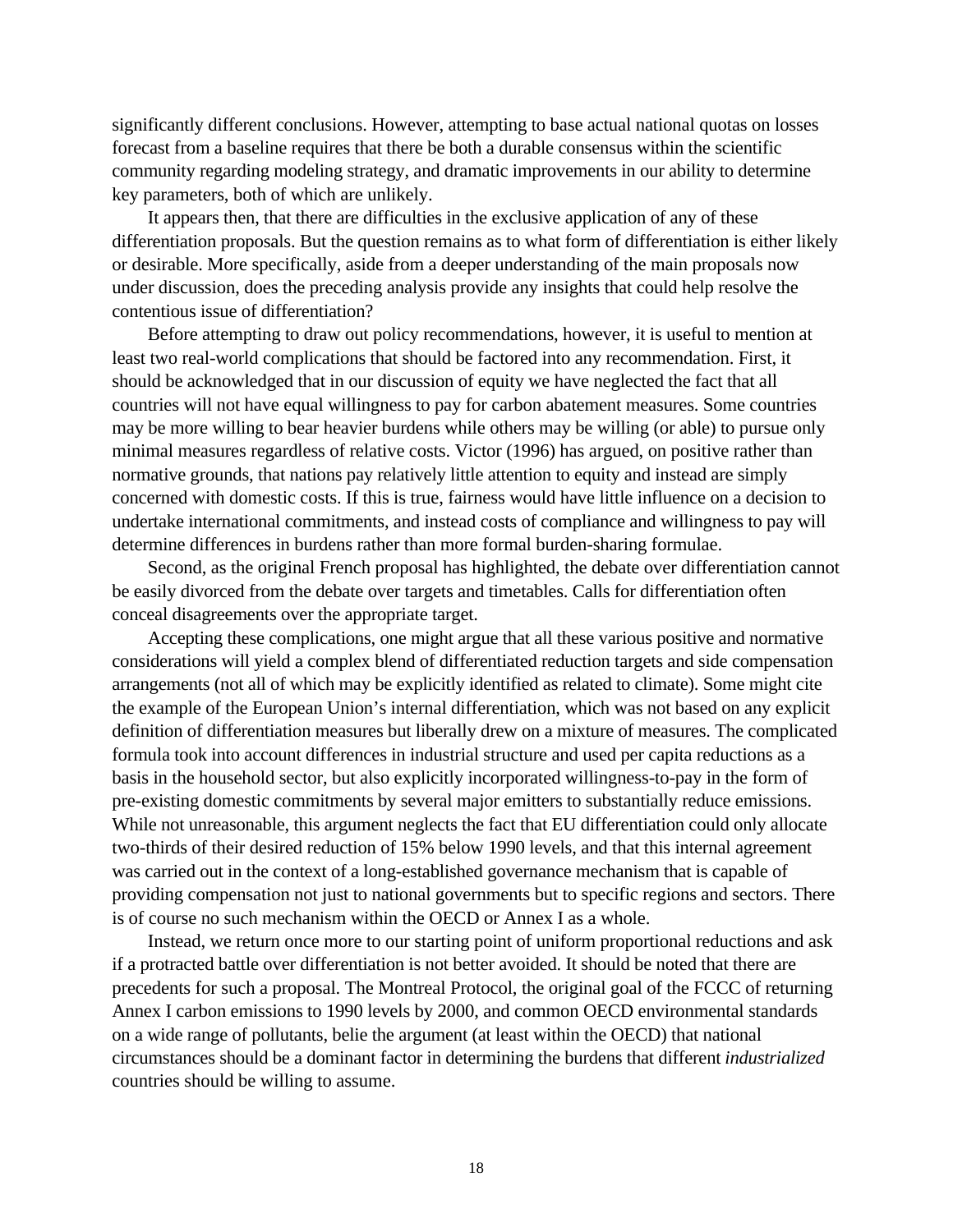significantly different conclusions. However, attempting to base actual national quotas on losses forecast from a baseline requires that there be both a durable consensus within the scientific community regarding modeling strategy, and dramatic improvements in our ability to determine key parameters, both of which are unlikely.

It appears then, that there are difficulties in the exclusive application of any of these differentiation proposals. But the question remains as to what form of differentiation is either likely or desirable. More specifically, aside from a deeper understanding of the main proposals now under discussion, does the preceding analysis provide any insights that could help resolve the contentious issue of differentiation?

Before attempting to draw out policy recommendations, however, it is useful to mention at least two real-world complications that should be factored into any recommendation. First, it should be acknowledged that in our discussion of equity we have neglected the fact that all countries will not have equal willingness to pay for carbon abatement measures. Some countries may be more willing to bear heavier burdens while others may be willing (or able) to pursue only minimal measures regardless of relative costs. Victor (1996) has argued, on positive rather than normative grounds, that nations pay relatively little attention to equity and instead are simply concerned with domestic costs. If this is true, fairness would have little influence on a decision to undertake international commitments, and instead costs of compliance and willingness to pay will determine differences in burdens rather than more formal burden-sharing formulae.

Second, as the original French proposal has highlighted, the debate over differentiation cannot be easily divorced from the debate over targets and timetables. Calls for differentiation often conceal disagreements over the appropriate target.

Accepting these complications, one might argue that all these various positive and normative considerations will yield a complex blend of differentiated reduction targets and side compensation arrangements (not all of which may be explicitly identified as related to climate). Some might cite the example of the European Union's internal differentiation, which was not based on any explicit definition of differentiation measures but liberally drew on a mixture of measures. The complicated formula took into account differences in industrial structure and used per capita reductions as a basis in the household sector, but also explicitly incorporated willingness-to-pay in the form of pre-existing domestic commitments by several major emitters to substantially reduce emissions. While not unreasonable, this argument neglects the fact that EU differentiation could only allocate two-thirds of their desired reduction of 15% below 1990 levels, and that this internal agreement was carried out in the context of a long-established governance mechanism that is capable of providing compensation not just to national governments but to specific regions and sectors. There is of course no such mechanism within the OECD or Annex I as a whole.

Instead, we return once more to our starting point of uniform proportional reductions and ask if a protracted battle over differentiation is not better avoided. It should be noted that there are precedents for such a proposal. The Montreal Protocol, the original goal of the FCCC of returning Annex I carbon emissions to 1990 levels by 2000, and common OECD environmental standards on a wide range of pollutants, belie the argument (at least within the OECD) that national circumstances should be a dominant factor in determining the burdens that different *industrialized* countries should be willing to assume.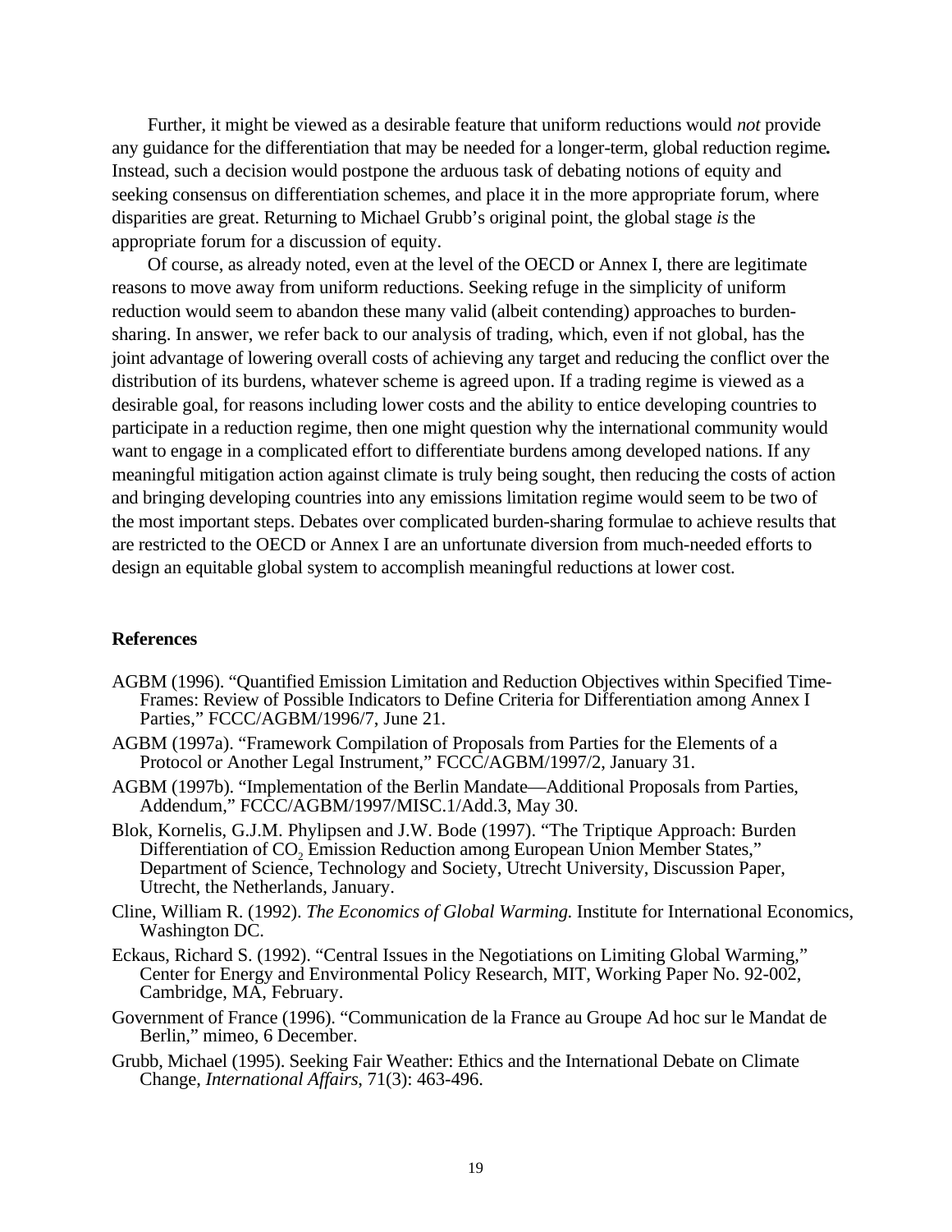Further, it might be viewed as a desirable feature that uniform reductions would *not* provide any guidance for the differentiation that may be needed for a longer-term, global reduction regime**.** Instead, such a decision would postpone the arduous task of debating notions of equity and seeking consensus on differentiation schemes, and place it in the more appropriate forum, where disparities are great. Returning to Michael Grubb's original point, the global stage *is* the appropriate forum for a discussion of equity.

Of course, as already noted, even at the level of the OECD or Annex I, there are legitimate reasons to move away from uniform reductions. Seeking refuge in the simplicity of uniform reduction would seem to abandon these many valid (albeit contending) approaches to burden-sharing. In answer, we refer back to our analysis of trading, which, even if not global, has the joint advantage of lowering overall costs of achieving any target and reducing the conflict over the distribution of its burdens, whatever scheme is agreed upon. If a trading regime is viewed as a desirable goal, for reasons including lower costs and the ability to entice developing countries to participate in a reduction regime, then one might question why the international community would want to engage in a complicated effort to differentiate burdens among developed nations. If any meaningful mitigation action against climate is truly being sought, then reducing the costs of action and bringing developing countries into any emissions limitation regime would seem to be two of the most important steps. Debates over complicated burden-sharing formulae to achieve results that are restricted to the OECD or Annex I are an unfortunate diversion from much-needed efforts to design an equitable global system to accomplish meaningful reductions at lower cost.

## References

AGBM (1996). "Quantified Emission Limitation and Reduction Objectives within Specified Time-Frames: Review of Possible Indicators to Define Criteria for Differentiation among Annex I Parties," FCCC/AGBM/1996/7, June 21.

AGBM (1997a). "Framework Compilation of Proposals from Parties for the Elements of a Protocol or Another Legal Instrument," FCCC/AGBM/1997/2, January 31.

AGBM (1997b). "Implementation of the Berlin Mandate—Additional Proposals from Parties, Addendum," FCCC/AGBM/1997/MISC.1/Add.3, May 30.

Blok, Kornelis, G.J.M. Phylipsen and J.W. Bode (1997). "The Triptique Approach: Burden Differentiation of $CO_2$ Emission Reduction among European Union Member States," Department of Science, Technology and Society, Utrecht University, Discussion Paper, Utrecht, the Netherlands, January.

Cline, William R. (1992). *The Economics of Global Warming.* Institute for International Economics, Washington DC.

Eckaus, Richard S. (1992). "Central Issues in the Negotiations on Limiting Global Warming," Center for Energy and Environmental Policy Research, MIT, Working Paper No. 92-002, Cambridge, MA, February.

Government of France (1996). "Communication de la France au Groupe Ad hoc sur le Mandat de Berlin," mimeo, 6 December.

Grubb, Michael (1995). Seeking Fair Weather: Ethics and the International Debate on Climate Change, *International Affairs*, 71(3): 463-496.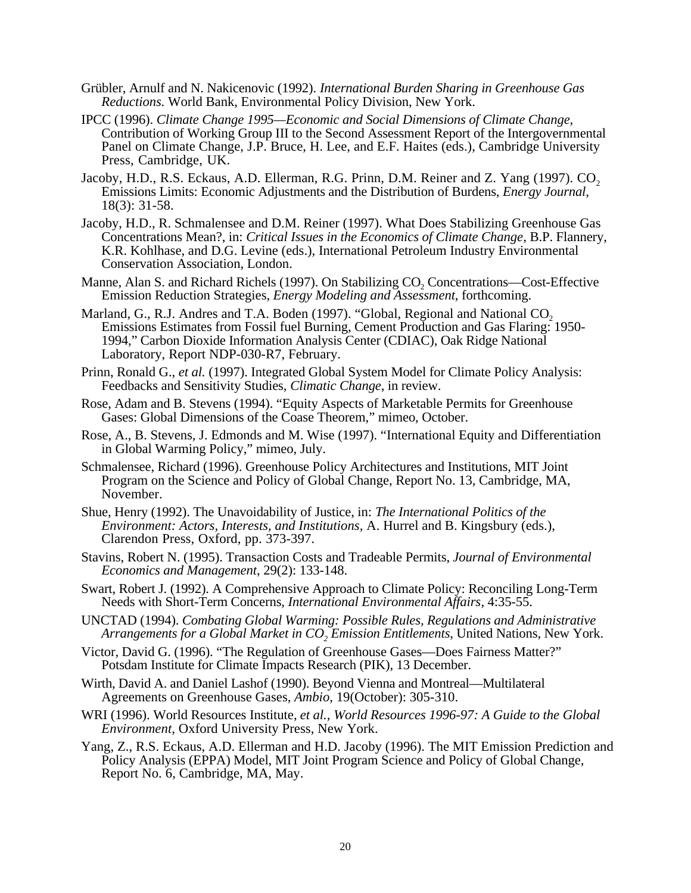Grübler, Arnulf and N. Nakicenovic (1992). *International Burden Sharing in Greenhouse Gas Reductions.* World Bank, Environmental Policy Division, New York.

IPCC (1996). *Climate Change 1995—Economic and Social Dimensions of Climate Change*, Contribution of Working Group III to the Second Assessment Report of the Intergovernmental Panel on Climate Change, J.P. Bruce, H. Lee, and E.F. Haites (eds.), Cambridge University Press, Cambridge, UK.

Jacoby, H.D., R.S. Eckaus, A.D. Ellerman, R.G. Prinn, D.M. Reiner and Z. Yang (1997). $CO_2$ Emissions Limits: Economic Adjustments and the Distribution of Burdens, *Energy Journal*, 18(3): 31-58.

Jacoby, H.D., R. Schmalensee and D.M. Reiner (1997). What Does Stabilizing Greenhouse Gas Concentrations Mean?, in: *Critical Issues in the Economics of Climate Change*, B.P. Flannery, K.R. Kohlhase, and D.G. Levine (eds.), International Petroleum Industry Environmental Conservation Association, London.

Manne, Alan S. and Richard Richels (1997). On Stabilizing $CO_2$ Concentrations—Cost-Effective Emission Reduction Strategies, *Energy Modeling and Assessment*, forthcoming.

Marland, G., R.J. Andres and T.A. Boden (1997). "Global, Regional and National $CO_2$ Emissions Estimates from Fossil fuel Burning, Cement Production and Gas Flaring: 1950-1994," Carbon Dioxide Information Analysis Center (CDIAC), Oak Ridge National Laboratory, Report NDP-030-R7, February.

Prinn, Ronald G., *et al.* (1997). Integrated Global System Model for Climate Policy Analysis: Feedbacks and Sensitivity Studies, *Climatic Change*, in review.

Rose, Adam and B. Stevens (1994). "Equity Aspects of Marketable Permits for Greenhouse Gases: Global Dimensions of the Coase Theorem," mimeo, October.

Rose, A., B. Stevens, J. Edmonds and M. Wise (1997). "International Equity and Differentiation in Global Warming Policy," mimeo, July.

Schmalensee, Richard (1996). Greenhouse Policy Architectures and Institutions, MIT Joint Program on the Science and Policy of Global Change, Report No. 13, Cambridge, MA, November.

Shue, Henry (1992). The Unavoidability of Justice, in: *The International Politics of the Environment: Actors, Interests, and Institutions,* A. Hurrel and B. Kingsbury (eds.), Clarendon Press, Oxford, pp. 373-397.

Stavins, Robert N. (1995). Transaction Costs and Tradeable Permits, *Journal of Environmental Economics and Management*, 29(2): 133-148.

Swart, Robert J. (1992). A Comprehensive Approach to Climate Policy: Reconciling Long-Term Needs with Short-Term Concerns, *International Environmental Affairs*, 4:35-55.

UNCTAD (1994). *Combating Global Warming: Possible Rules, Regulations and Administrative Arrangements for a Global Market in $CO_2$ Emission Entitlements*, United Nations, New York.

Victor, David G. (1996). "The Regulation of Greenhouse Gases—Does Fairness Matter?" Potsdam Institute for Climate Impacts Research (PIK), 13 December.

Wirth, David A. and Daniel Lashof (1990). Beyond Vienna and Montreal—Multilateral Agreements on Greenhouse Gases, *Ambio*, 19(October): 305-310.

WRI (1996). World Resources Institute, *et al.*, *World Resources 1996-97: A Guide to the Global Environment*, Oxford University Press, New York.

Yang, Z., R.S. Eckaus, A.D. Ellerman and H.D. Jacoby (1996). The MIT Emission Prediction and Policy Analysis (EPPA) Model, MIT Joint Program Science and Policy of Global Change, Report No. 6, Cambridge, MA, May.